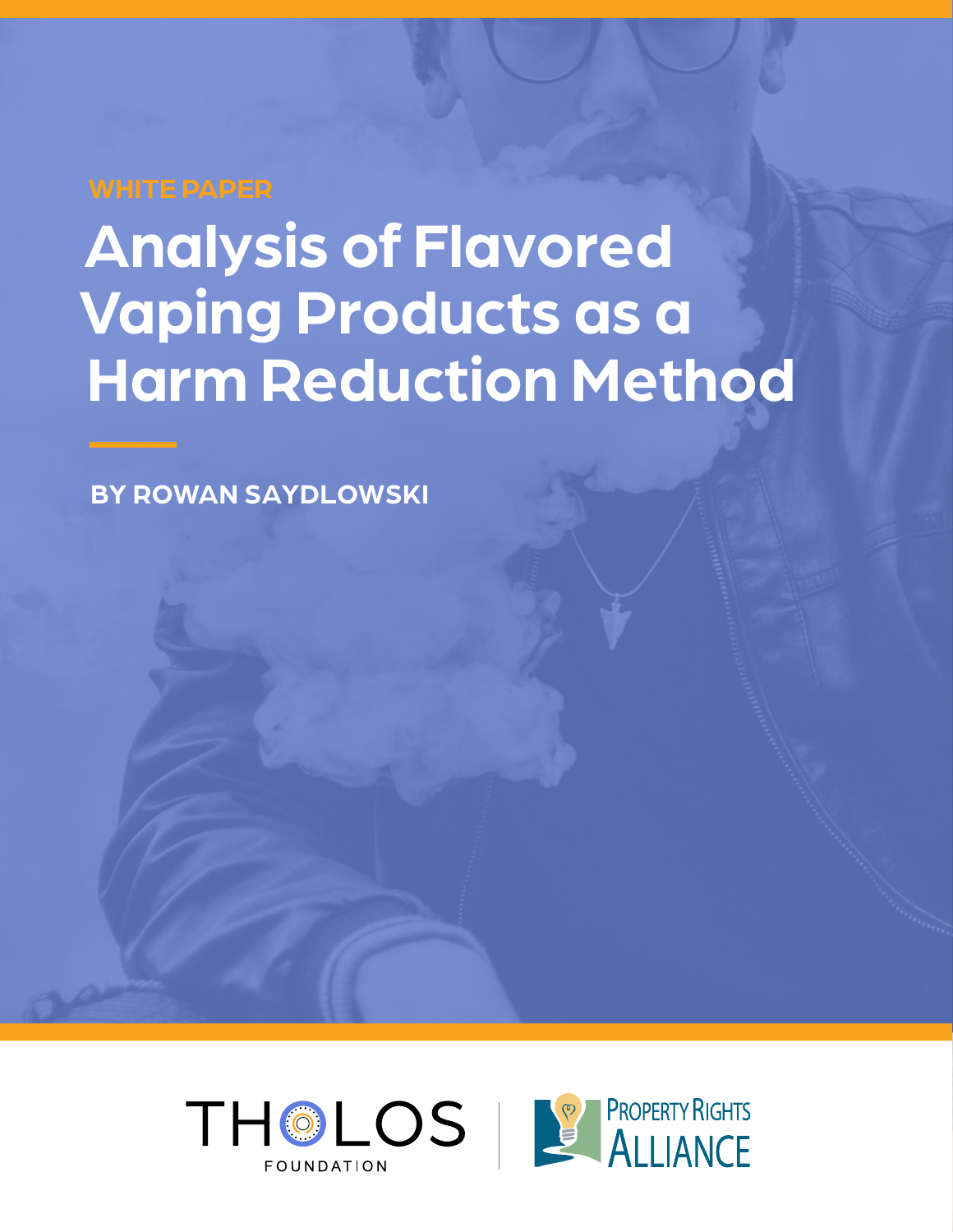WHITE PAPER

# Analysis of Flavored Vaping Products as a Harm Reduction Method

BY ROWAN SAYDLOWSKI

THOLOS FOUNDATION | PROPERTY RIGHTS ALLIANCE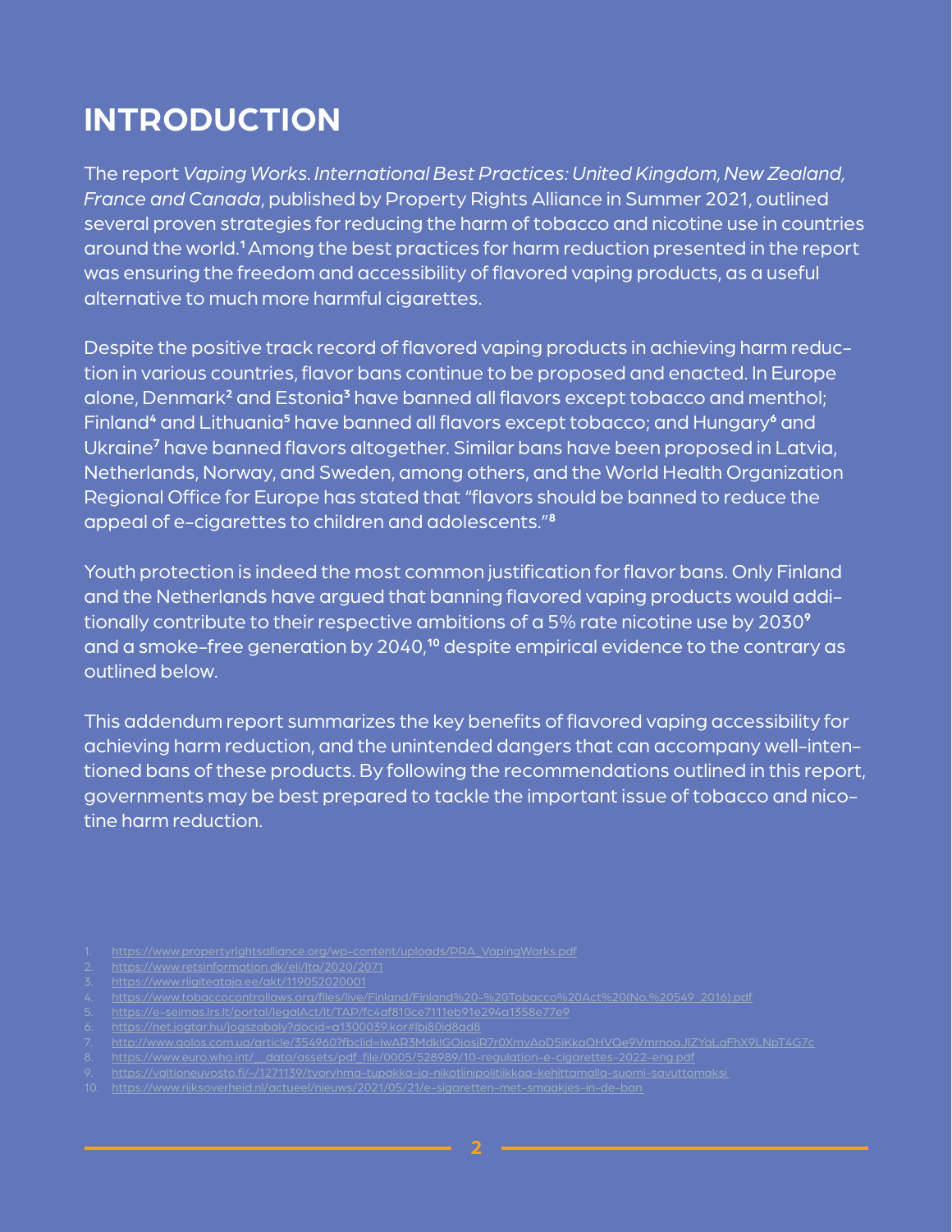# INTRODUCTION

The report *Vaping Works. International Best Practices: United Kingdom, New Zealand, France and Canada*, published by Property Rights Alliance in Summer 2021, outlined several proven strategies for reducing the harm of tobacco and nicotine use in countries around the world.[1] Among the best practices for harm reduction presented in the report was ensuring the freedom and accessibility of flavored vaping products, as a useful alternative to much more harmful cigarettes.

Despite the positive track record of flavored vaping products in achieving harm reduction in various countries, flavor bans continue to be proposed and enacted. In Europe alone, Denmark[2] and Estonia[3] have banned all flavors except tobacco and menthol; Finland[4] and Lithuania[5] have banned all flavors except tobacco; and Hungary[6] and Ukraine[7] have banned flavors altogether. Similar bans have been proposed in Latvia, Netherlands, Norway, and Sweden, among others, and the World Health Organization Regional Office for Europe has stated that "flavors should be banned to reduce the appeal of e-cigarettes to children and adolescents."[8]

Youth protection is indeed the most common justification for flavor bans. Only Finland and the Netherlands have argued that banning flavored vaping products would additionally contribute to their respective ambitions of a 5% rate nicotine use by 2030[9] and a smoke-free generation by 2040,[10] despite empirical evidence to the contrary as outlined below.

This addendum report summarizes the key benefits of flavored vaping accessibility for achieving harm reduction, and the unintended dangers that can accompany well-intentioned bans of these products. By following the recommendations outlined in this report, governments may be best prepared to tackle the important issue of tobacco and nicotine harm reduction.

1. https://www.propertyrightsalliance.org/wp-content/uploads/PRA_VapingWorks.pdf
2. https://www.retsinformation.dk/eli/lta/2020/2071
3. https://www.riigiteataja.ee/akt/119052020001
4. https://www.tobaccocontrollaws.org/files/live/Finland/Finland%20-%20Tobacco%20Act%20(No.%20549_2016).pdf
5. https://e-seimas.lrs.lt/portal/legalAct/lt/TAP/fc4af810ce7111eb91e294a1358e77e9
6. https://net.jogtar.hu/jogszabaly?docid=a1300039.kor#lbj80id8ad8
7. http://www.golos.com.ua/article/354960?fbclid=IwAR3MdklGOjosjR7r0XmyAoD5iKkaOHVQe9VmrnoaJlZYqLaFhX9LNpT4G7c
8. https://www.euro.who.int/__data/assets/pdf_file/0005/528989/10-regulation-e-cigarettes-2022-eng.pdf
9. https://valtioneuvosto.fi/-/1271139/tyoryhma-tupakka-ja-nikotiinipolitiikkaa-kehittamalla-suomi-savuttomaksi
10. https://www.rijksoverheid.nl/actueel/nieuws/2021/05/21/e-sigaretten-met-smaakjes-in-de-ban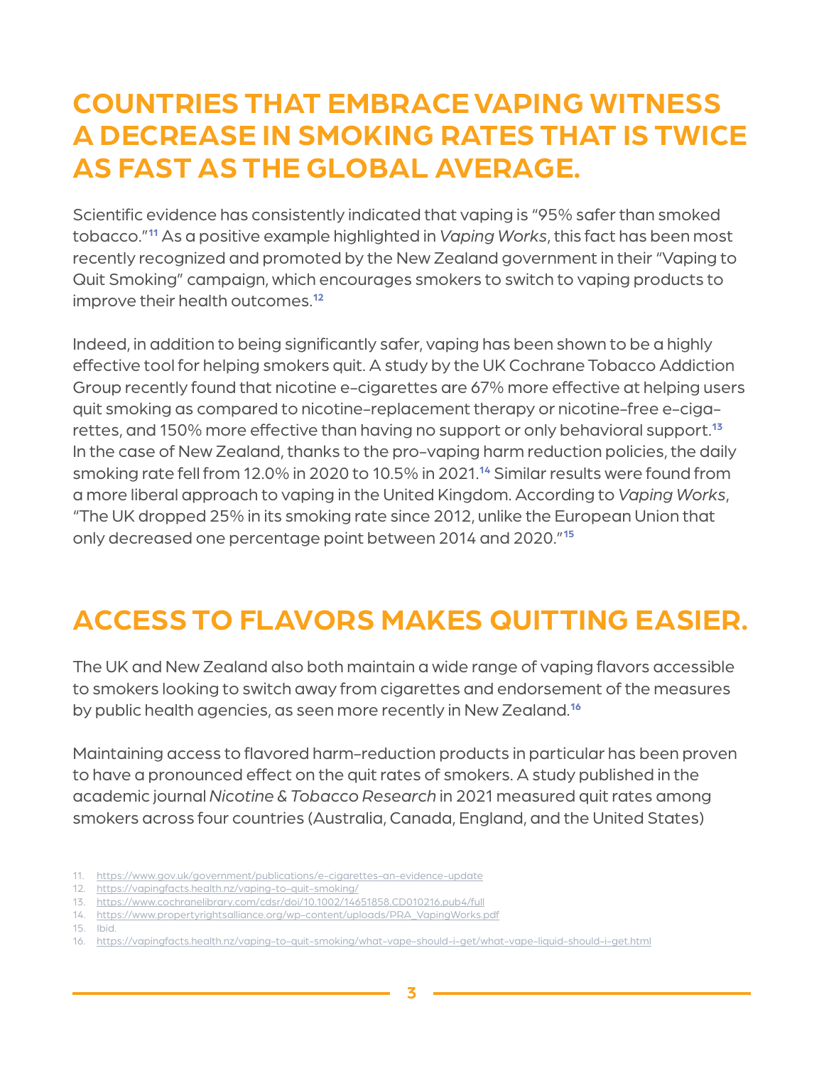## COUNTRIES THAT EMBRACE VAPING WITNESS A DECREASE IN SMOKING RATES THAT IS TWICE AS FAST AS THE GLOBAL AVERAGE.

Scientific evidence has consistently indicated that vaping is "95% safer than smoked tobacco."[11] As a positive example highlighted in *Vaping Works*, this fact has been most recently recognized and promoted by the New Zealand government in their "Vaping to Quit Smoking" campaign, which encourages smokers to switch to vaping products to improve their health outcomes.[12]

Indeed, in addition to being significantly safer, vaping has been shown to be a highly effective tool for helping smokers quit. A study by the UK Cochrane Tobacco Addiction Group recently found that nicotine e-cigarettes are 67% more effective at helping users quit smoking as compared to nicotine-replacement therapy or nicotine-free e-cigarettes, and 150% more effective than having no support or only behavioral support.[13] In the case of New Zealand, thanks to the pro-vaping harm reduction policies, the daily smoking rate fell from 12.0% in 2020 to 10.5% in 2021.[14] Similar results were found from a more liberal approach to vaping in the United Kingdom. According to *Vaping Works*, "The UK dropped 25% in its smoking rate since 2012, unlike the European Union that only decreased one percentage point between 2014 and 2020."[15]

## ACCESS TO FLAVORS MAKES QUITTING EASIER.

The UK and New Zealand also both maintain a wide range of vaping flavors accessible to smokers looking to switch away from cigarettes and endorsement of the measures by public health agencies, as seen more recently in New Zealand.[16]

Maintaining access to flavored harm-reduction products in particular has been proven to have a pronounced effect on the quit rates of smokers. A study published in the academic journal *Nicotine & Tobacco Research* in 2021 measured quit rates among smokers across four countries (Australia, Canada, England, and the United States)

11. https://www.gov.uk/government/publications/e-cigarettes-an-evidence-update
12. https://vapingfacts.health.nz/vaping-to-quit-smoking/
13. https://www.cochranelibrary.com/cdsr/doi/10.1002/14651858.CD010216.pub4/full
14. https://www.propertyrightsalliance.org/wp-content/uploads/PRA_VapingWorks.pdf
15. Ibid.
16. https://vapingfacts.health.nz/vaping-to-quit-smoking/what-vape-should-i-get/what-vape-liquid-should-i-get.html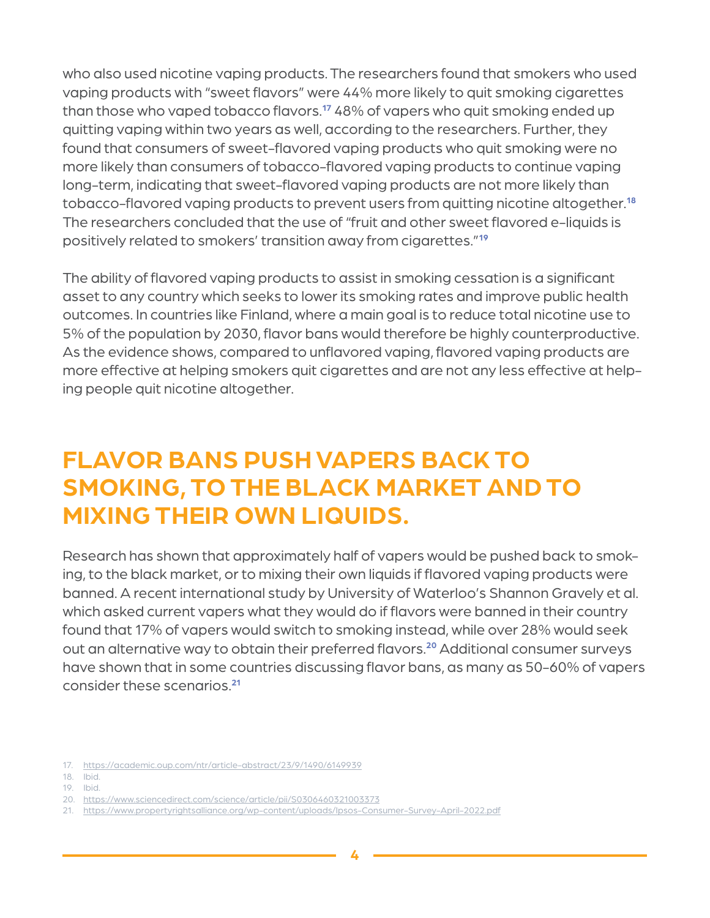who also used nicotine vaping products. The researchers found that smokers who used vaping products with "sweet flavors" were 44% more likely to quit smoking cigarettes than those who vaped tobacco flavors.[17] 48% of vapers who quit smoking ended up quitting vaping within two years as well, according to the researchers. Further, they found that consumers of sweet-flavored vaping products who quit smoking were no more likely than consumers of tobacco-flavored vaping products to continue vaping long-term, indicating that sweet-flavored vaping products are not more likely than tobacco-flavored vaping products to prevent users from quitting nicotine altogether.[18] The researchers concluded that the use of "fruit and other sweet flavored e-liquids is positively related to smokers' transition away from cigarettes."[19]

The ability of flavored vaping products to assist in smoking cessation is a significant asset to any country which seeks to lower its smoking rates and improve public health outcomes. In countries like Finland, where a main goal is to reduce total nicotine use to 5% of the population by 2030, flavor bans would therefore be highly counterproductive. As the evidence shows, compared to unflavored vaping, flavored vaping products are more effective at helping smokers quit cigarettes and are not any less effective at helping people quit nicotine altogether.

## FLAVOR BANS PUSH VAPERS BACK TO SMOKING, TO THE BLACK MARKET AND TO MIXING THEIR OWN LIQUIDS.

Research has shown that approximately half of vapers would be pushed back to smoking, to the black market, or to mixing their own liquids if flavored vaping products were banned. A recent international study by University of Waterloo's Shannon Gravely et al. which asked current vapers what they would do if flavors were banned in their country found that 17% of vapers would switch to smoking instead, while over 28% would seek out an alternative way to obtain their preferred flavors.[20] Additional consumer surveys have shown that in some countries discussing flavor bans, as many as 50-60% of vapers consider these scenarios.[21]

17. https://academic.oup.com/ntr/article-abstract/23/9/1490/6149939
18. Ibid.
19. Ibid.
20. https://www.sciencedirect.com/science/article/pii/S0306460321003373
21. https://www.propertyrightsalliance.org/wp-content/uploads/Ipsos-Consumer-Survey-April-2022.pdf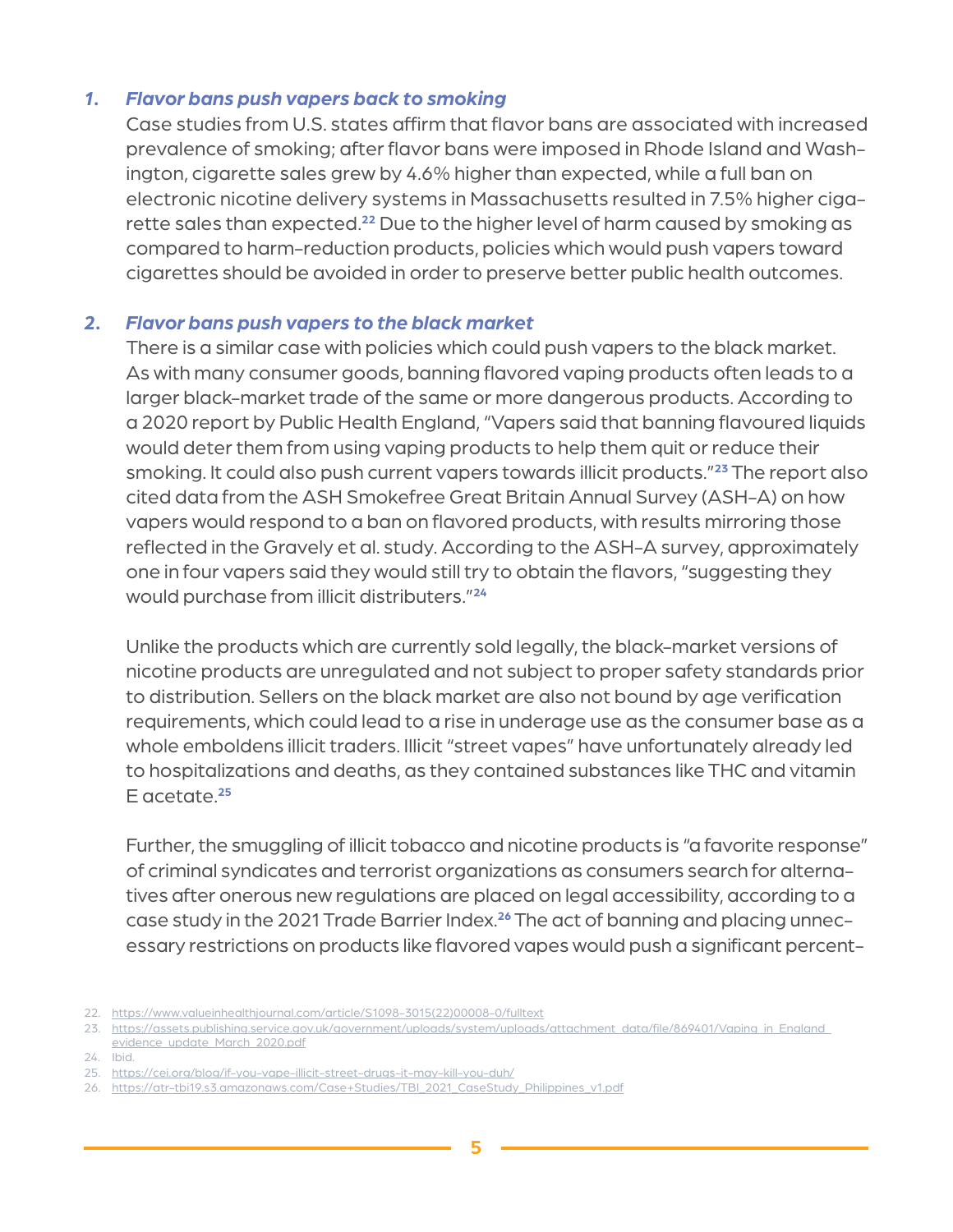1. ***Flavor bans push vapers back to smoking***

   Case studies from U.S. states affirm that flavor bans are associated with increased prevalence of smoking; after flavor bans were imposed in Rhode Island and Washington, cigarette sales grew by 4.6% higher than expected, while a full ban on electronic nicotine delivery systems in Massachusetts resulted in 7.5% higher cigarette sales than expected.[22] Due to the higher level of harm caused by smoking as compared to harm-reduction products, policies which would push vapers toward cigarettes should be avoided in order to preserve better public health outcomes.

2. ***Flavor bans push vapers to the black market***

   There is a similar case with policies which could push vapers to the black market. As with many consumer goods, banning flavored vaping products often leads to a larger black-market trade of the same or more dangerous products. According to a 2020 report by Public Health England, "Vapers said that banning flavoured liquids would deter them from using vaping products to help them quit or reduce their smoking. It could also push current vapers towards illicit products."[23] The report also cited data from the ASH Smokefree Great Britain Annual Survey (ASH-A) on how vapers would respond to a ban on flavored products, with results mirroring those reflected in the Gravely et al. study. According to the ASH-A survey, approximately one in four vapers said they would still try to obtain the flavors, "suggesting they would purchase from illicit distributers."[24]

   Unlike the products which are currently sold legally, the black-market versions of nicotine products are unregulated and not subject to proper safety standards prior to distribution. Sellers on the black market are also not bound by age verification requirements, which could lead to a rise in underage use as the consumer base as a whole emboldens illicit traders. Illicit "street vapes" have unfortunately already led to hospitalizations and deaths, as they contained substances like THC and vitamin E acetate.[25]

   Further, the smuggling of illicit tobacco and nicotine products is "a favorite response" of criminal syndicates and terrorist organizations as consumers search for alternatives after onerous new regulations are placed on legal accessibility, according to a case study in the 2021 Trade Barrier Index.[26] The act of banning and placing unnecessary restrictions on products like flavored vapes would push a significant percent-

---

22. https://www.valueinhealthjournal.com/article/S1098-3015(22)00008-0/fulltext
23. https://assets.publishing.service.gov.uk/government/uploads/system/uploads/attachment_data/file/869401/Vaping_in_England_evidence_update_March_2020.pdf
24. Ibid.
25. https://cei.org/blog/if-you-vape-illicit-street-drugs-it-may-kill-you-duh/
26. https://atr-tbi19.s3.amazonaws.com/Case+Studies/TBI_2021_CaseStudy_Philippines_v1.pdf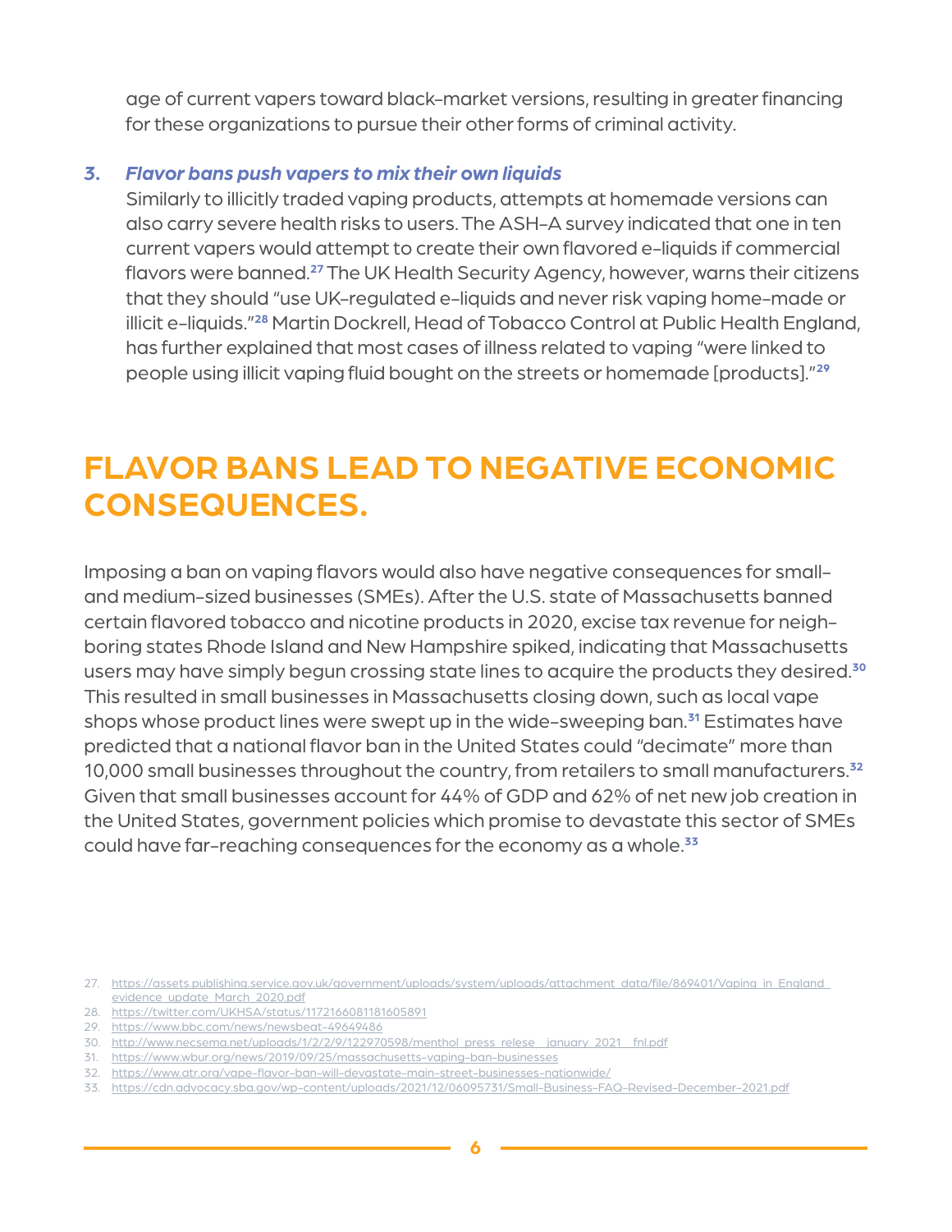age of current vapers toward black-market versions, resulting in greater financing for these organizations to pursue their other forms of criminal activity.

3. ***Flavor bans push vapers to mix their own liquids***

   Similarly to illicitly traded vaping products, attempts at homemade versions can also carry severe health risks to users. The ASH-A survey indicated that one in ten current vapers would attempt to create their own flavored e-liquids if commercial flavors were banned.[27] The UK Health Security Agency, however, warns their citizens that they should "use UK-regulated e-liquids and never risk vaping home-made or illicit e-liquids."[28] Martin Dockrell, Head of Tobacco Control at Public Health England, has further explained that most cases of illness related to vaping "were linked to people using illicit vaping fluid bought on the streets or homemade [products]."[29]

## FLAVOR BANS LEAD TO NEGATIVE ECONOMIC CONSEQUENCES.

Imposing a ban on vaping flavors would also have negative consequences for small- and medium-sized businesses (SMEs). After the U.S. state of Massachusetts banned certain flavored tobacco and nicotine products in 2020, excise tax revenue for neighboring states Rhode Island and New Hampshire spiked, indicating that Massachusetts users may have simply begun crossing state lines to acquire the products they desired.[30] This resulted in small businesses in Massachusetts closing down, such as local vape shops whose product lines were swept up in the wide-sweeping ban.[31] Estimates have predicted that a national flavor ban in the United States could "decimate" more than 10,000 small businesses throughout the country, from retailers to small manufacturers.[32] Given that small businesses account for 44% of GDP and 62% of net new job creation in the United States, government policies which promise to devastate this sector of SMEs could have far-reaching consequences for the economy as a whole.[33]

27. https://assets.publishing.service.gov.uk/government/uploads/system/uploads/attachment_data/file/869401/Vaping_in_England_evidence_update_March_2020.pdf
28. https://twitter.com/UKHSA/status/1172166081181605891
29. https://www.bbc.com/news/newsbeat-49649486
30. http://www.necsema.net/uploads/1/2/2/9/122970598/menthol_press_relese__january_2021__fnl.pdf
31. https://www.wbur.org/news/2019/09/25/massachusetts-vaping-ban-businesses
32. https://www.atr.org/vape-flavor-ban-will-devastate-main-street-businesses-nationwide/
33. https://cdn.advocacy.sba.gov/wp-content/uploads/2021/12/06095731/Small-Business-FAQ-Revised-December-2021.pdf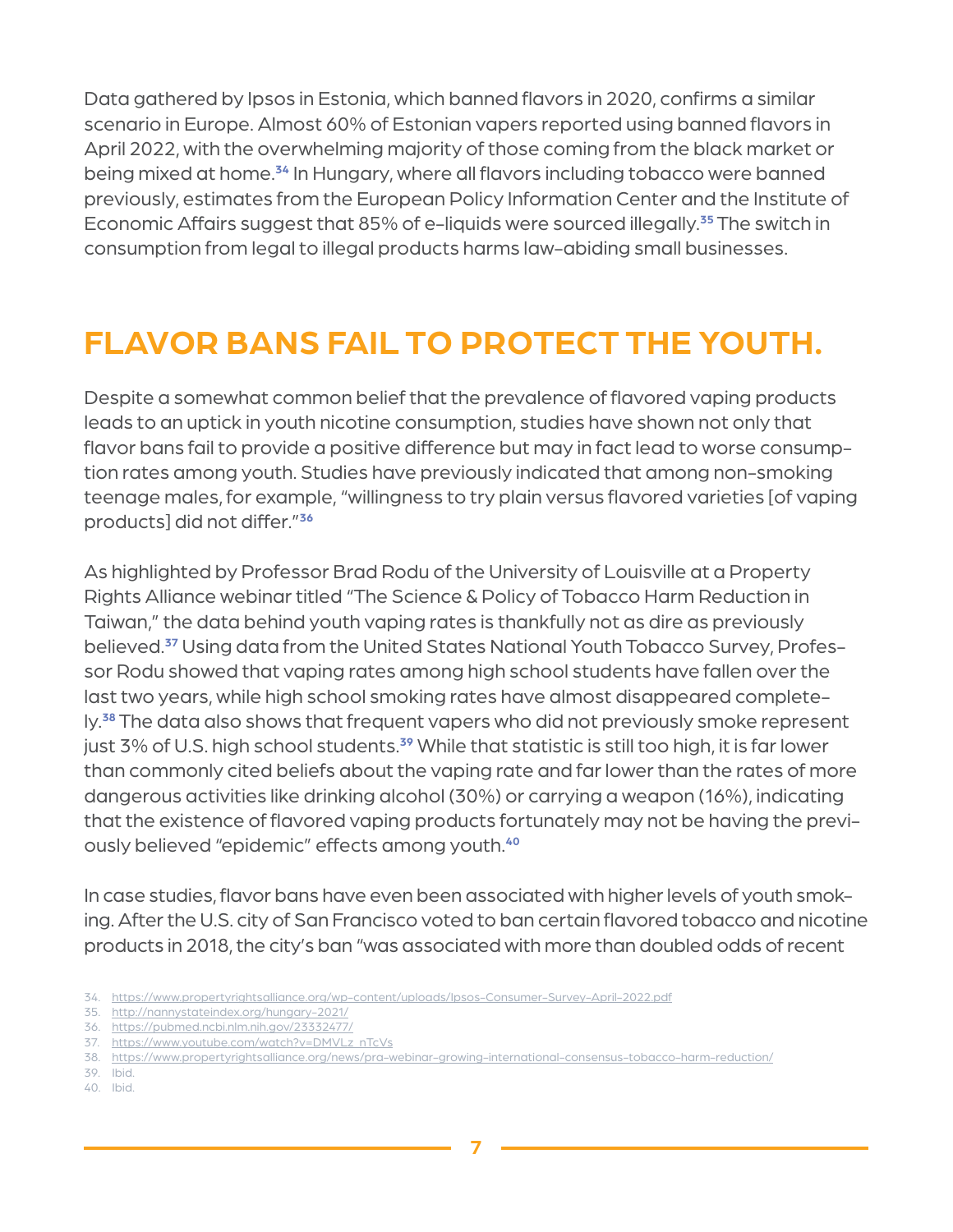Data gathered by Ipsos in Estonia, which banned flavors in 2020, confirms a similar scenario in Europe. Almost 60% of Estonian vapers reported using banned flavors in April 2022, with the overwhelming majority of those coming from the black market or being mixed at home.[34] In Hungary, where all flavors including tobacco were banned previously, estimates from the European Policy Information Center and the Institute of Economic Affairs suggest that 85% of e-liquids were sourced illegally.[35] The switch in consumption from legal to illegal products harms law-abiding small businesses.

## FLAVOR BANS FAIL TO PROTECT THE YOUTH.

Despite a somewhat common belief that the prevalence of flavored vaping products leads to an uptick in youth nicotine consumption, studies have shown not only that flavor bans fail to provide a positive difference but may in fact lead to worse consumption rates among youth. Studies have previously indicated that among non-smoking teenage males, for example, "willingness to try plain versus flavored varieties [of vaping products] did not differ."[36]

As highlighted by Professor Brad Rodu of the University of Louisville at a Property Rights Alliance webinar titled "The Science & Policy of Tobacco Harm Reduction in Taiwan," the data behind youth vaping rates is thankfully not as dire as previously believed.[37] Using data from the United States National Youth Tobacco Survey, Professor Rodu showed that vaping rates among high school students have fallen over the last two years, while high school smoking rates have almost disappeared completely.[38] The data also shows that frequent vapers who did not previously smoke represent just 3% of U.S. high school students.[39] While that statistic is still too high, it is far lower than commonly cited beliefs about the vaping rate and far lower than the rates of more dangerous activities like drinking alcohol (30%) or carrying a weapon (16%), indicating that the existence of flavored vaping products fortunately may not be having the previously believed "epidemic" effects among youth.[40]

In case studies, flavor bans have even been associated with higher levels of youth smoking. After the U.S. city of San Francisco voted to ban certain flavored tobacco and nicotine products in 2018, the city's ban "was associated with more than doubled odds of recent

34. https://www.propertyrightsalliance.org/wp-content/uploads/Ipsos-Consumer-Survey-April-2022.pdf
35. http://nannystateindex.org/hungary-2021/
36. https://pubmed.ncbi.nlm.nih.gov/23332477/
37. https://www.youtube.com/watch?v=DMVLz_nTcVs
38. https://www.propertyrightsalliance.org/news/pra-webinar-growing-international-consensus-tobacco-harm-reduction/
39. Ibid.
40. Ibid.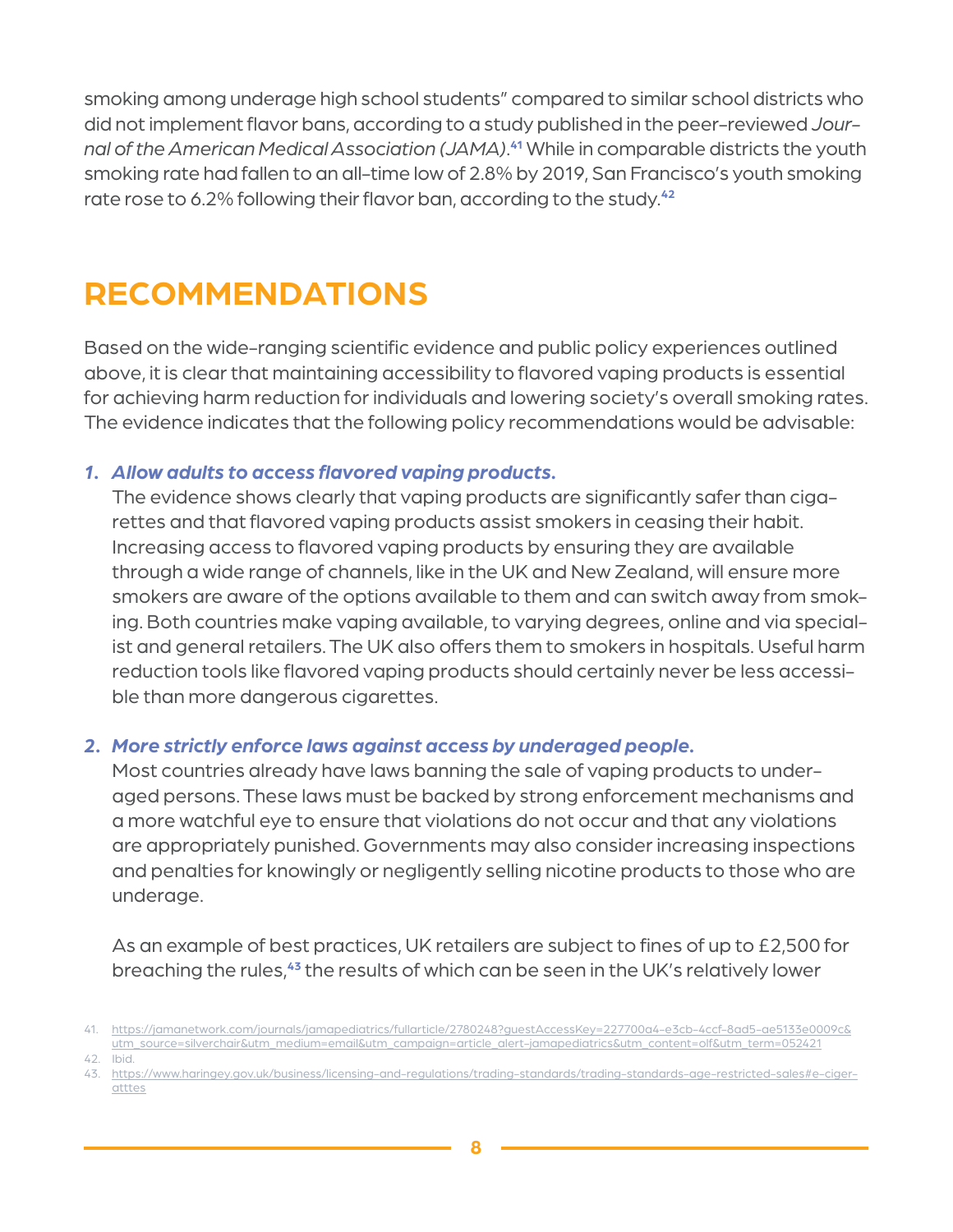smoking among underage high school students" compared to similar school districts who did not implement flavor bans, according to a study published in the peer-reviewed *Journal of the American Medical Association (JAMA)*.[41] While in comparable districts the youth smoking rate had fallen to an all-time low of 2.8% by 2019, San Francisco's youth smoking rate rose to 6.2% following their flavor ban, according to the study.[42]

# RECOMMENDATIONS

Based on the wide-ranging scientific evidence and public policy experiences outlined above, it is clear that maintaining accessibility to flavored vaping products is essential for achieving harm reduction for individuals and lowering society's overall smoking rates. The evidence indicates that the following policy recommendations would be advisable:

1. ***Allow adults to access flavored vaping products.***
   The evidence shows clearly that vaping products are significantly safer than cigarettes and that flavored vaping products assist smokers in ceasing their habit. Increasing access to flavored vaping products by ensuring they are available through a wide range of channels, like in the UK and New Zealand, will ensure more smokers are aware of the options available to them and can switch away from smoking. Both countries make vaping available, to varying degrees, online and via specialist and general retailers. The UK also offers them to smokers in hospitals. Useful harm reduction tools like flavored vaping products should certainly never be less accessible than more dangerous cigarettes.

2. ***More strictly enforce laws against access by underaged people.***
   Most countries already have laws banning the sale of vaping products to underaged persons. These laws must be backed by strong enforcement mechanisms and a more watchful eye to ensure that violations do not occur and that any violations are appropriately punished. Governments may also consider increasing inspections and penalties for knowingly or negligently selling nicotine products to those who are underage.

   As an example of best practices, UK retailers are subject to fines of up to £2,500 for breaching the rules,[43] the results of which can be seen in the UK's relatively lower

---

41. https://jamanetwork.com/journals/jamapediatrics/fullarticle/2780248?guestAccessKey=227700a4-e3cb-4ccf-8ad5-ae5133e0009c&utm_source=silverchair&utm_medium=email&utm_campaign=article_alert-jamapediatrics&utm_content=olf&utm_term=052421
42. Ibid.
43. https://www.haringey.gov.uk/business/licensing-and-regulations/trading-standards/trading-standards-age-restricted-sales#e-cigeratttes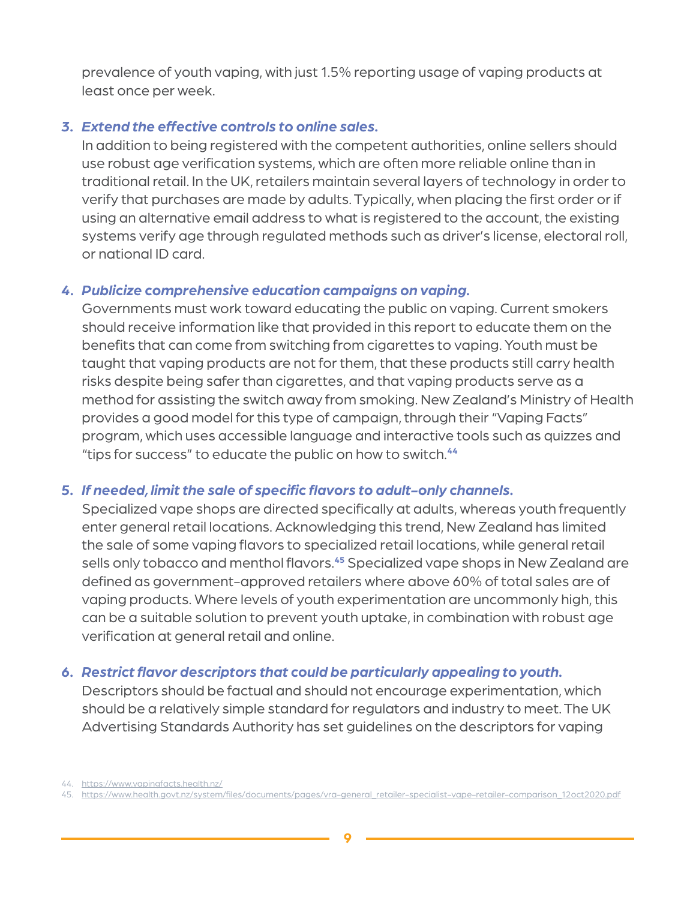prevalence of youth vaping, with just 1.5% reporting usage of vaping products at least once per week.

3. ***Extend the effective controls to online sales.***
   In addition to being registered with the competent authorities, online sellers should use robust age verification systems, which are often more reliable online than in traditional retail. In the UK, retailers maintain several layers of technology in order to verify that purchases are made by adults. Typically, when placing the first order or if using an alternative email address to what is registered to the account, the existing systems verify age through regulated methods such as driver's license, electoral roll, or national ID card.

4. ***Publicize comprehensive education campaigns on vaping.***
   Governments must work toward educating the public on vaping. Current smokers should receive information like that provided in this report to educate them on the benefits that can come from switching from cigarettes to vaping. Youth must be taught that vaping products are not for them, that these products still carry health risks despite being safer than cigarettes, and that vaping products serve as a method for assisting the switch away from smoking. New Zealand's Ministry of Health provides a good model for this type of campaign, through their "Vaping Facts" program, which uses accessible language and interactive tools such as quizzes and "tips for success" to educate the public on how to switch.[44]

5. ***If needed, limit the sale of specific flavors to adult-only channels.***
   Specialized vape shops are directed specifically at adults, whereas youth frequently enter general retail locations. Acknowledging this trend, New Zealand has limited the sale of some vaping flavors to specialized retail locations, while general retail sells only tobacco and menthol flavors.[45] Specialized vape shops in New Zealand are defined as government-approved retailers where above 60% of total sales are of vaping products. Where levels of youth experimentation are uncommonly high, this can be a suitable solution to prevent youth uptake, in combination with robust age verification at general retail and online.

6. ***Restrict flavor descriptors that could be particularly appealing to youth.***
   Descriptors should be factual and should not encourage experimentation, which should be a relatively simple standard for regulators and industry to meet. The UK Advertising Standards Authority has set guidelines on the descriptors for vaping

44. https://www.vapingfacts.health.nz/
45. https://www.health.govt.nz/system/files/documents/pages/vra-general_retailer-specialist-vape-retailer-comparison_12oct2020.pdf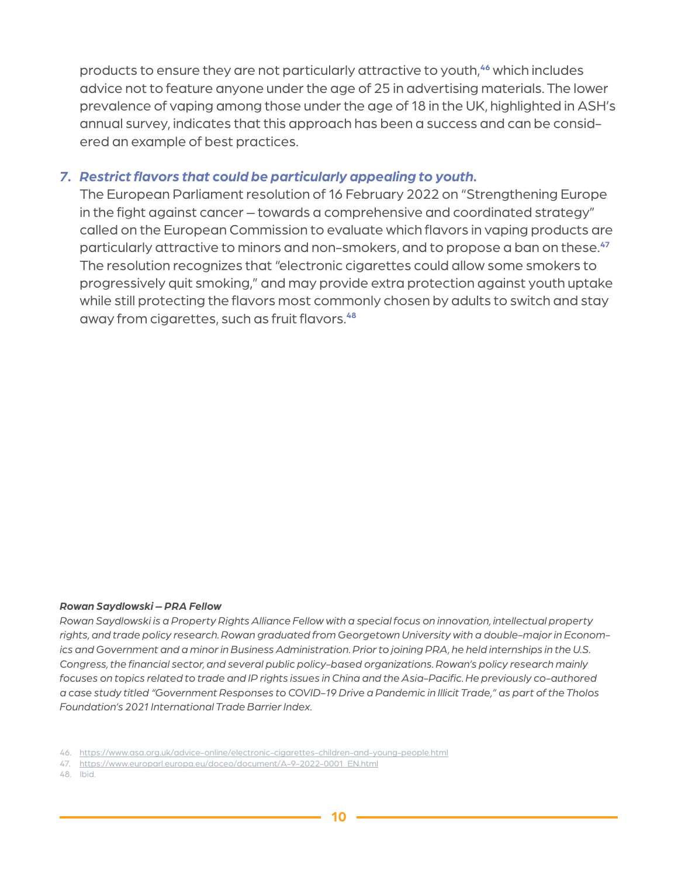products to ensure they are not particularly attractive to youth,[46] which includes advice not to feature anyone under the age of 25 in advertising materials. The lower prevalence of vaping among those under the age of 18 in the UK, highlighted in ASH's annual survey, indicates that this approach has been a success and can be considered an example of best practices.

7. ***Restrict flavors that could be particularly appealing to youth.***
   The European Parliament resolution of 16 February 2022 on "Strengthening Europe in the fight against cancer – towards a comprehensive and coordinated strategy" called on the European Commission to evaluate which flavors in vaping products are particularly attractive to minors and non-smokers, and to propose a ban on these.[47] The resolution recognizes that "electronic cigarettes could allow some smokers to progressively quit smoking," and may provide extra protection against youth uptake while still protecting the flavors most commonly chosen by adults to switch and stay away from cigarettes, such as fruit flavors.[48]

***Rowan Saydlowski – PRA Fellow***

*Rowan Saydlowski is a Property Rights Alliance Fellow with a special focus on innovation, intellectual property rights, and trade policy research. Rowan graduated from Georgetown University with a double-major in Economics and Government and a minor in Business Administration. Prior to joining PRA, he held internships in the U.S. Congress, the financial sector, and several public policy-based organizations. Rowan's policy research mainly focuses on topics related to trade and IP rights issues in China and the Asia-Pacific. He previously co-authored a case study titled "Government Responses to COVID-19 Drive a Pandemic in Illicit Trade," as part of the Tholos Foundation's 2021 International Trade Barrier Index.*

46. https://www.asa.org.uk/advice-online/electronic-cigarettes-children-and-young-people.html
47. https://www.europarl.europa.eu/doceo/document/A-9-2022-0001_EN.html
48. Ibid.